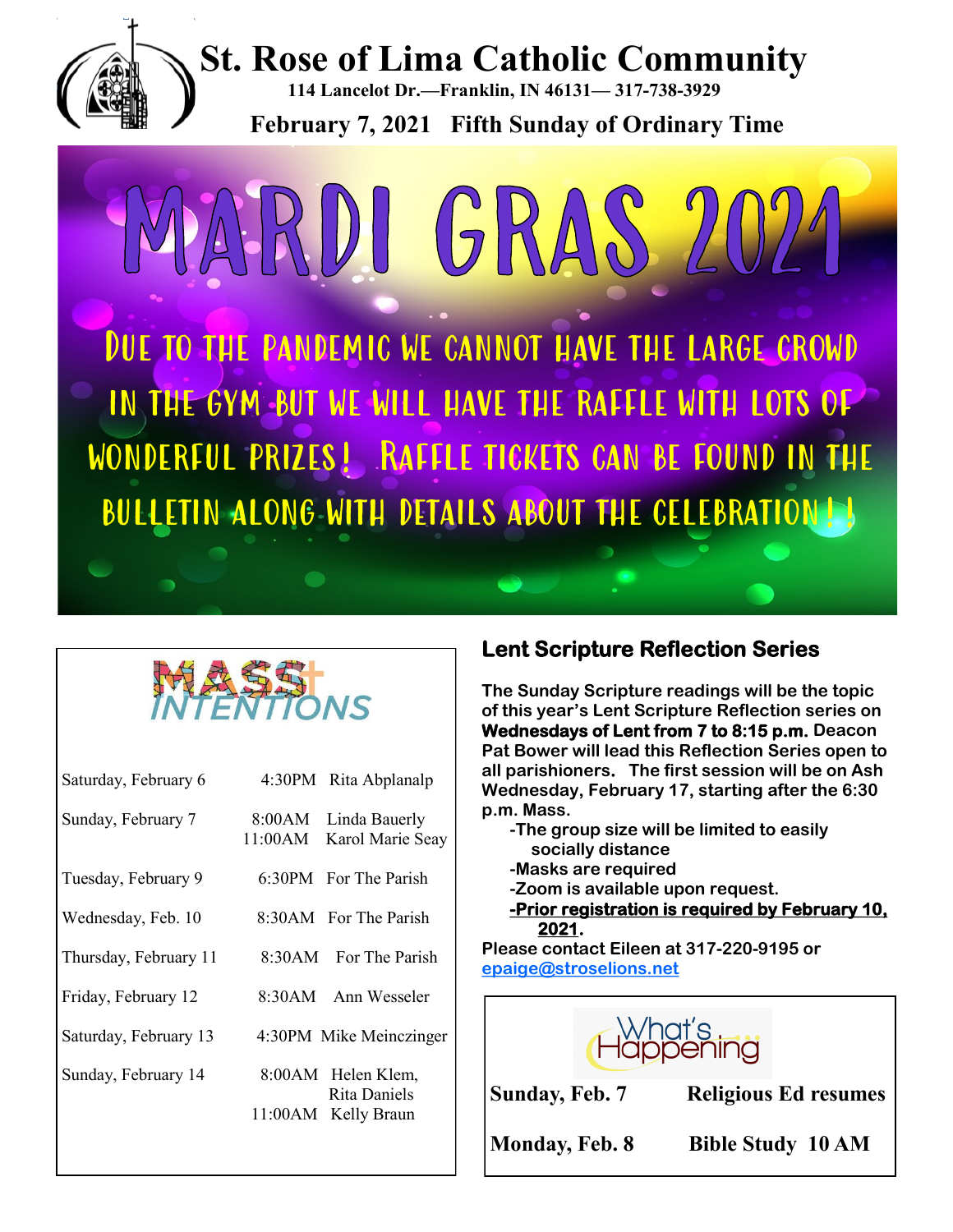# St. Rose of Lima Catholic Community

**114 Lancelot Dr.—Franklin, IN 46131— 317-738-3929**

**February 7, 2021 Fifth Sunday of Ordinary Time**

# MARDI GRAS 2021

DUE TO THE PANDEMIC WE CANNOT HAVE THE LARGE CROWD IN THE GYM BUT WE WILL HAVE THE RAFFLE WITH LOTS OF WONDERFUL PRIZES! RAFFLE TICKETS CAN BE FOUND IN THE BULLETIN ALONG WITH DETAILS ABOUT THE CELEBRATION!!

## MASS INTENTIONS

| | | |
|---|---|---|
| Saturday, February 6 | 4:30PM | Rita Abplanalp |
| Sunday, February 7 | 8:00AM<br>11:00AM | Linda Bauerly<br>Karol Marie Seay |
| Tuesday, February 9 | 6:30PM | For The Parish |
| Wednesday, Feb. 10 | 8:30AM | For The Parish |
| Thursday, February 11 | 8:30AM | For The Parish |
| Friday, February 12 | 8:30AM | Ann Wesseler |
| Saturday, February 13 | 4:30PM | Mike Meinczinger |
| Sunday, February 14 | 8:00AM<br>11:00AM | Helen Klem, Rita Daniels<br>Kelly Braun |

## Lent Scripture Reflection Series

**The Sunday Scripture readings will be the topic of this year's Lent Scripture Reflection series on Wednesdays of Lent from 7 to 8:15 p.m. Deacon Pat Bower will lead this Reflection Series open to all parishioners. The first session will be on Ash Wednesday, February 17, starting after the 6:30 p.m. Mass.**

- **-The group size will be limited to easily socially distance**
- **-Masks are required**
- **-Zoom is available upon request.**
- **-<u>Prior registration is required by February 10, 2021</u>.**

**Please contact Eileen at 317-220-9195 or** [epaige@stroselions.net](mailto:epaige@stroselions.net)

## What's Happening

| | |
|---|---|
| **Sunday, Feb. 7** | **Religious Ed resumes** |
| **Monday, Feb. 8** | **Bible Study 10 AM** |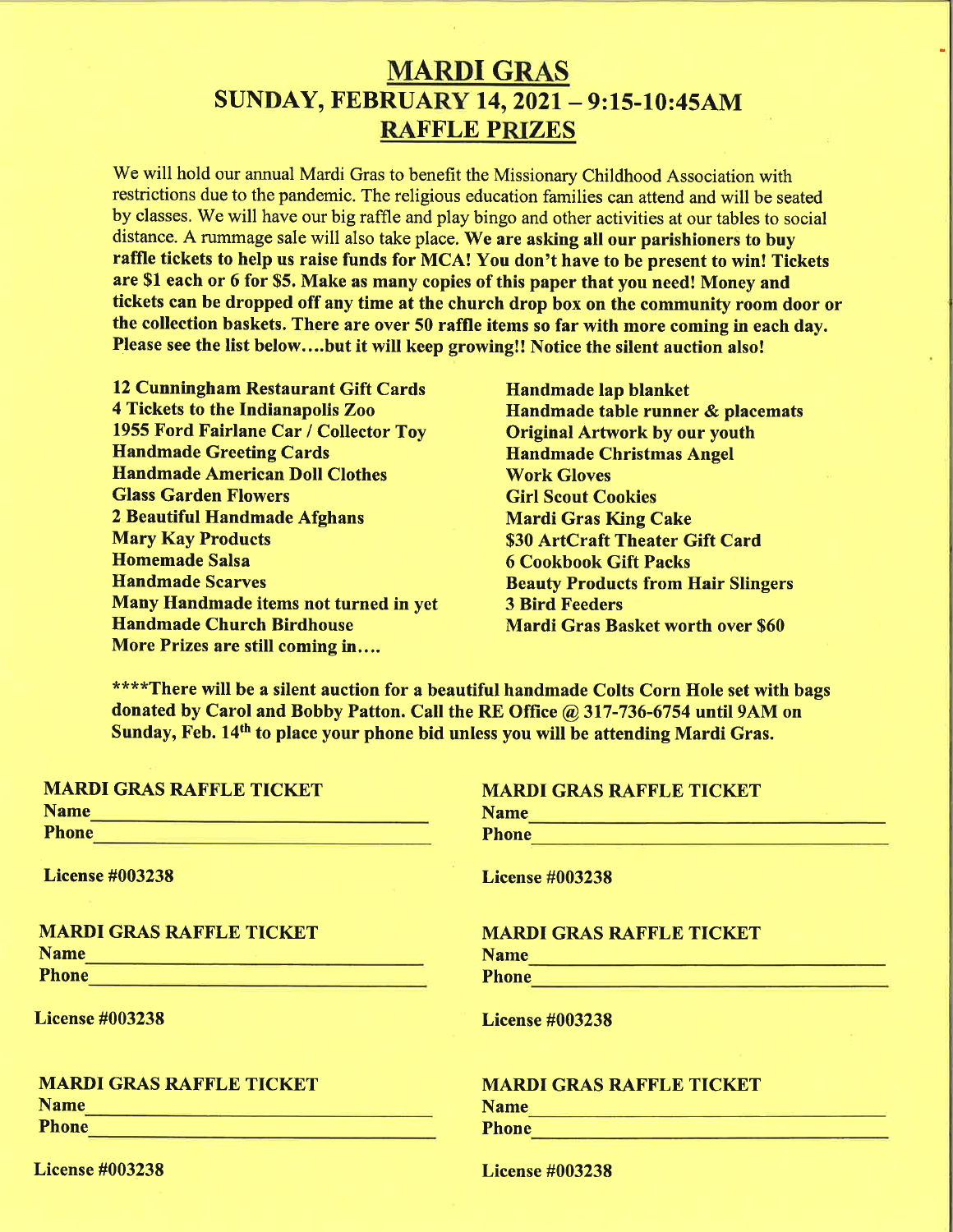# MARDI GRAS

## SUNDAY, FEBRUARY 14, 2021 – 9:15-10:45AM

## RAFFLE PRIZES

We will hold our annual Mardi Gras to benefit the Missionary Childhood Association with restrictions due to the pandemic. The religious education families can attend and will be seated by classes. We will have our big raffle and play bingo and other activities at our tables to social distance. A rummage sale will also take place. **We are asking all our parishioners to buy raffle tickets to help us raise funds for MCA! You don't have to be present to win! Tickets are $1 each or 6 for $5. Make as many copies of this paper that you need! Money and tickets can be dropped off any time at the church drop box on the community room door or the collection baskets. There are over 50 raffle items so far with more coming in each day. Please see the list below….but it will keep growing!! Notice the silent auction also!**

**12 Cunningham Restaurant Gift Cards**
**4 Tickets to the Indianapolis Zoo**
**1955 Ford Fairlane Car / Collector Toy**
**Handmade Greeting Cards**
**Handmade American Doll Clothes**
**Glass Garden Flowers**
**2 Beautiful Handmade Afghans**
**Mary Kay Products**
**Homemade Salsa**
**Handmade Scarves**
**Many Handmade items not turned in yet**
**Handmade Church Birdhouse**
**More Prizes are still coming in….**

**Handmade lap blanket**
**Handmade table runner & placemats**
**Original Artwork by our youth**
**Handmade Christmas Angel**
**Work Gloves**
**Girl Scout Cookies**
**Mardi Gras King Cake**
**$30 ArtCraft Theater Gift Card**
**6 Cookbook Gift Packs**
**Beauty Products from Hair Slingers**
**3 Bird Feeders**
**Mardi Gras Basket worth over $60**

**\*\*\*\*There will be a silent auction for a beautiful handmade Colts Corn Hole set with bags donated by Carol and Bobby Patton. Call the RE Office @ 317-736-6754 until 9AM on Sunday, Feb. 14th to place your phone bid unless you will be attending Mardi Gras.**

**MARDI GRAS RAFFLE TICKET**
**Name**\_\_\_\_\_\_\_\_\_\_\_\_\_\_\_\_\_\_\_\_\_\_\_\_\_\_\_\_
**Phone**\_\_\_\_\_\_\_\_\_\_\_\_\_\_\_\_\_\_\_\_\_\_\_\_\_\_\_\_

**License #003238**

**MARDI GRAS RAFFLE TICKET**
**Name**\_\_\_\_\_\_\_\_\_\_\_\_\_\_\_\_\_\_\_\_\_\_\_\_\_\_\_\_
**Phone**\_\_\_\_\_\_\_\_\_\_\_\_\_\_\_\_\_\_\_\_\_\_\_\_\_\_\_\_

**License #003238**

**MARDI GRAS RAFFLE TICKET**
**Name**\_\_\_\_\_\_\_\_\_\_\_\_\_\_\_\_\_\_\_\_\_\_\_\_\_\_\_\_
**Phone**\_\_\_\_\_\_\_\_\_\_\_\_\_\_\_\_\_\_\_\_\_\_\_\_\_\_\_\_

**License #003238**

**MARDI GRAS RAFFLE TICKET**
**Name**\_\_\_\_\_\_\_\_\_\_\_\_\_\_\_\_\_\_\_\_\_\_\_\_\_\_\_\_
**Phone**\_\_\_\_\_\_\_\_\_\_\_\_\_\_\_\_\_\_\_\_\_\_\_\_\_\_\_\_

**License #003238**

**MARDI GRAS RAFFLE TICKET**
**Name**\_\_\_\_\_\_\_\_\_\_\_\_\_\_\_\_\_\_\_\_\_\_\_\_\_\_\_\_
**Phone**\_\_\_\_\_\_\_\_\_\_\_\_\_\_\_\_\_\_\_\_\_\_\_\_\_\_\_\_

**License #003238**

**MARDI GRAS RAFFLE TICKET**
**Name**\_\_\_\_\_\_\_\_\_\_\_\_\_\_\_\_\_\_\_\_\_\_\_\_\_\_\_\_
**Phone**\_\_\_\_\_\_\_\_\_\_\_\_\_\_\_\_\_\_\_\_\_\_\_\_\_\_\_\_

**License #003238**